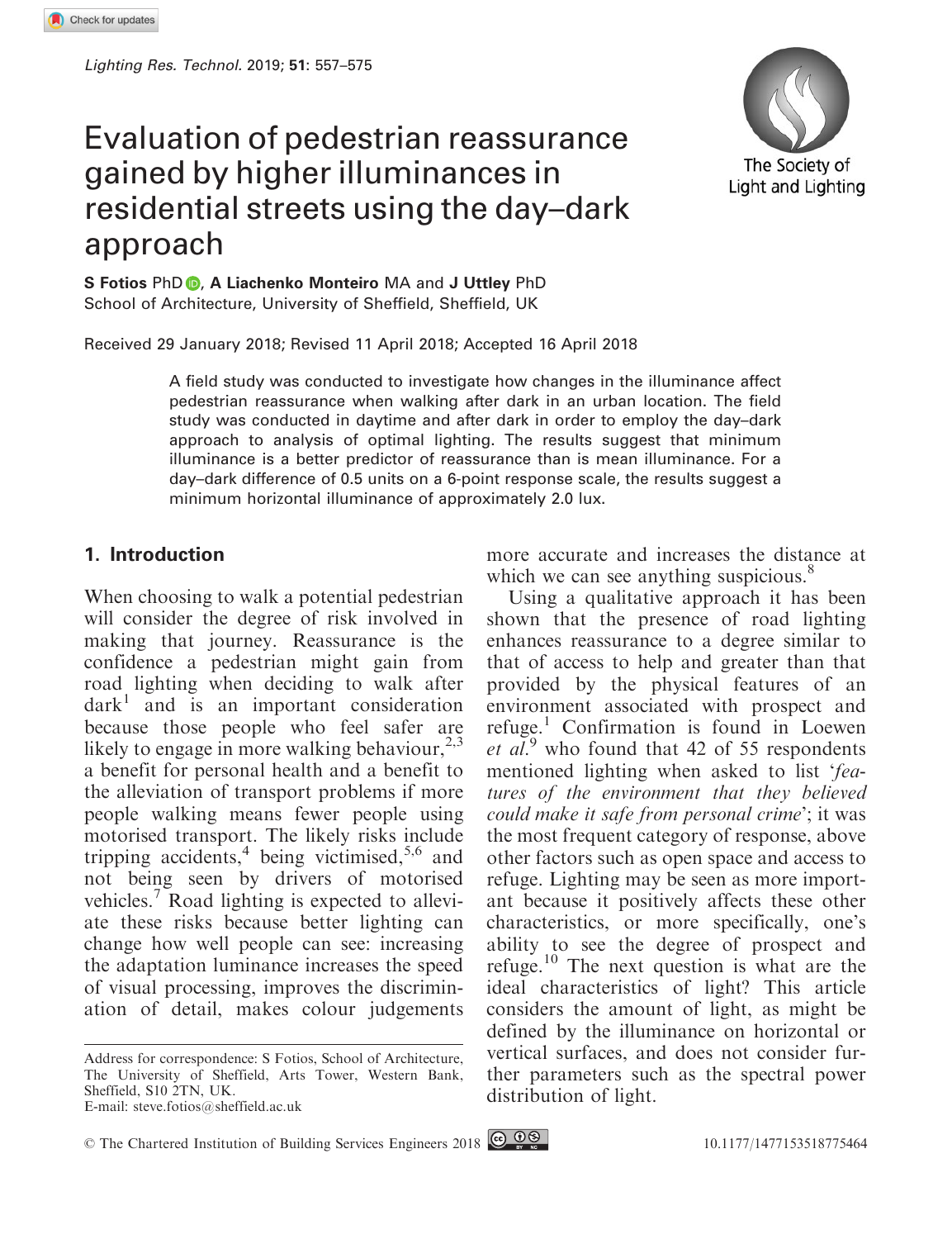# Evaluation of pedestrian reassurance gained by higher illuminances in residential streets using the day–dark approach

**S Fotios** PhD, **A Liachenko Monteiro** MA and **J Uttley** PhD
School of Architecture, University of Sheffield, Sheffield, UK

Received 29 January 2018; Revised 11 April 2018; Accepted 16 April 2018

A field study was conducted to investigate how changes in the illuminance affect pedestrian reassurance when walking after dark in an urban location. The field study was conducted in daytime and after dark in order to employ the day–dark approach to analysis of optimal lighting. The results suggest that minimum illuminance is a better predictor of reassurance than is mean illuminance. For a day–dark difference of 0.5 units on a 6-point response scale, the results suggest a minimum horizontal illuminance of approximately 2.0 lux.

## 1. Introduction

When choosing to walk a potential pedestrian will consider the degree of risk involved in making that journey. Reassurance is the confidence a pedestrian might gain from road lighting when deciding to walk after dark[1] and is an important consideration because those people who feel safer are likely to engage in more walking behaviour,[2,3] a benefit for personal health and a benefit to the alleviation of transport problems if more people walking means fewer people using motorised transport. The likely risks include tripping accidents,[4] being victimised,[5,6] and not being seen by drivers of motorised vehicles.[7] Road lighting is expected to alleviate these risks because better lighting can change how well people can see: increasing the adaptation luminance increases the speed of visual processing, improves the discrimination of detail, makes colour judgements more accurate and increases the distance at which we can see anything suspicious.[8]

Using a qualitative approach it has been shown that the presence of road lighting enhances reassurance to a degree similar to that of access to help and greater than that provided by the physical features of an environment associated with prospect and refuge.[1] Confirmation is found in Loewen *et al*.[9] who found that 42 of 55 respondents mentioned lighting when asked to list '*features of the environment that they believed could make it safe from personal crime*'; it was the most frequent category of response, above other factors such as open space and access to refuge. Lighting may be seen as more important because it positively affects these other characteristics, or more specifically, one's ability to see the degree of prospect and refuge.[10] The next question is what are the ideal characteristics of light? This article considers the amount of light, as might be defined by the illuminance on horizontal or vertical surfaces, and does not consider further parameters such as the spectral power distribution of light.

Address for correspondence: S Fotios, School of Architecture, The University of Sheffield, Arts Tower, Western Bank, Sheffield, S10 2TN, UK.
E-mail: steve.fotios@sheffield.ac.uk

© The Chartered Institution of Building Services Engineers 2018 10.1177/1477153518775464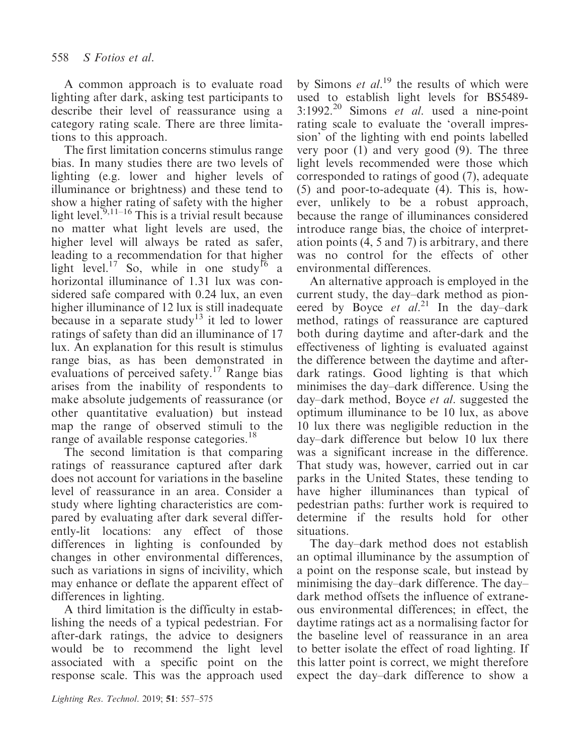A common approach is to evaluate road lighting after dark, asking test participants to describe their level of reassurance using a category rating scale. There are three limitations to this approach.

The first limitation concerns stimulus range bias. In many studies there are two levels of lighting (e.g. lower and higher levels of illuminance or brightness) and these tend to show a higher rating of safety with the higher light level.[9,11–16] This is a trivial result because no matter what light levels are used, the higher level will always be rated as safer, leading to a recommendation for that higher light level.[17] So, while in one study[16] a horizontal illuminance of 1.31 lux was considered safe compared with 0.24 lux, an even higher illuminance of 12 lux is still inadequate because in a separate study[13] it led to lower ratings of safety than did an illuminance of 17 lux. An explanation for this result is stimulus range bias, as has been demonstrated in evaluations of perceived safety.[17] Range bias arises from the inability of respondents to make absolute judgements of reassurance (or other quantitative evaluation) but instead map the range of observed stimuli to the range of available response categories.[18]

The second limitation is that comparing ratings of reassurance captured after dark does not account for variations in the baseline level of reassurance in an area. Consider a study where lighting characteristics are compared by evaluating after dark several differently-lit locations: any effect of those differences in lighting is confounded by changes in other environmental differences, such as variations in signs of incivility, which may enhance or deflate the apparent effect of differences in lighting.

A third limitation is the difficulty in establishing the needs of a typical pedestrian. For after-dark ratings, the advice to designers would be to recommend the light level associated with a specific point on the response scale. This was the approach used by Simons *et al*.[19] the results of which were used to establish light levels for BS5489-3:1992.[20] Simons *et al*. used a nine-point rating scale to evaluate the 'overall impression' of the lighting with end points labelled very poor (1) and very good (9). The three light levels recommended were those which corresponded to ratings of good (7), adequate (5) and poor-to-adequate (4). This is, however, unlikely to be a robust approach, because the range of illuminances considered introduce range bias, the choice of interpretation points (4, 5 and 7) is arbitrary, and there was no control for the effects of other environmental differences.

An alternative approach is employed in the current study, the day–dark method as pioneered by Boyce *et al*.[21] In the day–dark method, ratings of reassurance are captured both during daytime and after-dark and the effectiveness of lighting is evaluated against the difference between the daytime and after-dark ratings. Good lighting is that which minimises the day–dark difference. Using the day–dark method, Boyce *et al*. suggested the optimum illuminance to be 10 lux, as above 10 lux there was negligible reduction in the day–dark difference but below 10 lux there was a significant increase in the difference. That study was, however, carried out in car parks in the United States, these tending to have higher illuminances than typical of pedestrian paths: further work is required to determine if the results hold for other situations.

The day–dark method does not establish an optimal illuminance by the assumption of a point on the response scale, but instead by minimising the day–dark difference. The day–dark method offsets the influence of extraneous environmental differences; in effect, the daytime ratings act as a normalising factor for the baseline level of reassurance in an area to better isolate the effect of road lighting. If this latter point is correct, we might therefore expect the day–dark difference to show a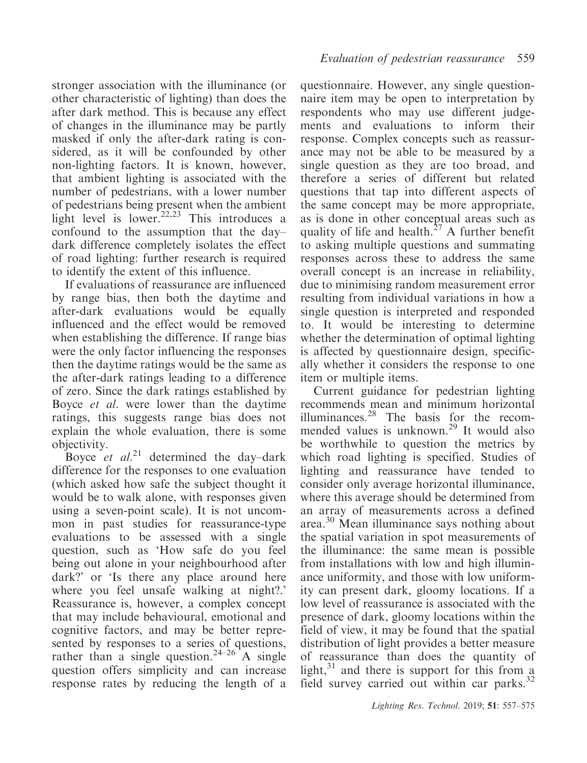stronger association with the illuminance (or other characteristic of lighting) than does the after dark method. This is because any effect of changes in the illuminance may be partly masked if only the after-dark rating is considered, as it will be confounded by other non-lighting factors. It is known, however, that ambient lighting is associated with the number of pedestrians, with a lower number of pedestrians being present when the ambient light level is lower.[22,23] This introduces a confound to the assumption that the day–dark difference completely isolates the effect of road lighting: further research is required to identify the extent of this influence.

If evaluations of reassurance are influenced by range bias, then both the daytime and after-dark evaluations would be equally influenced and the effect would be removed when establishing the difference. If range bias were the only factor influencing the responses then the daytime ratings would be the same as the after-dark ratings leading to a difference of zero. Since the dark ratings established by Boyce *et al.* were lower than the daytime ratings, this suggests range bias does not explain the whole evaluation, there is some objectivity.

Boyce *et al.*[21] determined the day–dark difference for the responses to one evaluation (which asked how safe the subject thought it would be to walk alone, with responses given using a seven-point scale). It is not uncommon in past studies for reassurance-type evaluations to be assessed with a single question, such as 'How safe do you feel being out alone in your neighbourhood after dark?' or 'Is there any place around here where you feel unsafe walking at night?.' Reassurance is, however, a complex concept that may include behavioural, emotional and cognitive factors, and may be better represented by responses to a series of questions, rather than a single question.[24–26] A single question offers simplicity and can increase response rates by reducing the length of a questionnaire. However, any single questionnaire item may be open to interpretation by respondents who may use different judgements and evaluations to inform their response. Complex concepts such as reassurance may not be able to be measured by a single question as they are too broad, and therefore a series of different but related questions that tap into different aspects of the same concept may be more appropriate, as is done in other conceptual areas such as quality of life and health.[27] A further benefit to asking multiple questions and summating responses across these to address the same overall concept is an increase in reliability, due to minimising random measurement error resulting from individual variations in how a single question is interpreted and responded to. It would be interesting to determine whether the determination of optimal lighting is affected by questionnaire design, specifically whether it considers the response to one item or multiple items.

Current guidance for pedestrian lighting recommends mean and minimum horizontal illuminances.[28] The basis for the recommended values is unknown.[29] It would also be worthwhile to question the metrics by which road lighting is specified. Studies of lighting and reassurance have tended to consider only average horizontal illuminance, where this average should be determined from an array of measurements across a defined area.[30] Mean illuminance says nothing about the spatial variation in spot measurements of the illuminance: the same mean is possible from installations with low and high illuminance uniformity, and those with low uniformity can present dark, gloomy locations. If a low level of reassurance is associated with the presence of dark, gloomy locations within the field of view, it may be found that the spatial distribution of light provides a better measure of reassurance than does the quantity of light,[31] and there is support for this from a field survey carried out within car parks.[32]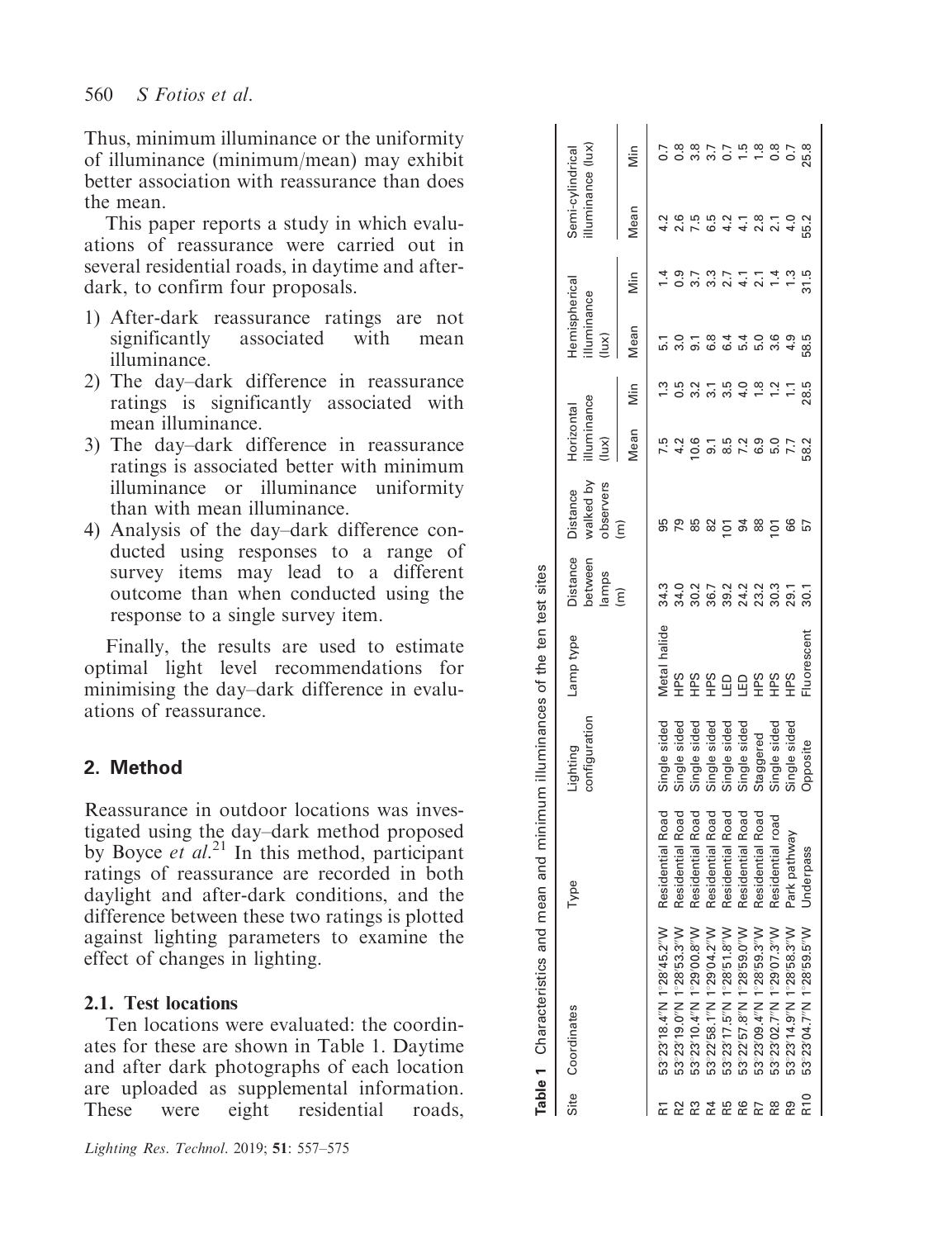Thus, minimum illuminance or the uniformity of illuminance (minimum/mean) may exhibit better association with reassurance than does the mean.

This paper reports a study in which evaluations of reassurance were carried out in several residential roads, in daytime and after-dark, to confirm four proposals.

1) After-dark reassurance ratings are not significantly associated with mean illuminance.
2) The day–dark difference in reassurance ratings is significantly associated with mean illuminance.
3) The day–dark difference in reassurance ratings is associated better with minimum illuminance or illuminance uniformity than with mean illuminance.
4) Analysis of the day–dark difference conducted using responses to a range of survey items may lead to a different outcome than when conducted using the response to a single survey item.

Finally, the results are used to estimate optimal light level recommendations for minimising the day–dark difference in evaluations of reassurance.

## 2. Method

Reassurance in outdoor locations was investigated using the day–dark method proposed by Boyce *et al.*[21] In this method, participant ratings of reassurance are recorded in both daylight and after-dark conditions, and the difference between these two ratings is plotted against lighting parameters to examine the effect of changes in lighting.

### 2.1. Test locations

Ten locations were evaluated: the coordinates for these are shown in Table 1. Daytime and after dark photographs of each location are uploaded as supplemental information. These were eight residential roads,

**Table 1** Characteristics and mean and minimum illuminances of the ten test sites

| Site | Coordinates | Type | Lighting configuration | Lamp type | Distance between lamps (m) | Distance walked by observers (m) | Horizontal illuminance (lux) | | Hemispherical illuminance (lux) | | Semi-cylindrical illuminance (lux) | |
|---|---|---|---|---|---|---|---|---|---|---|---|---|
| | | | | | | | Mean | Min | Mean | Min | Mean | Min |
| R1 | 53°23′18.4″N 1°28′45.2″W | Residential Road | Single sided | Metal halide | 34.3 | 95 | 7.5 | 1.3 | 5.1 | 1.4 | 4.2 | 0.7 |
| R2 | 53°23′19.0″N 1°28′53.3″W | Residential Road | Single sided | HPS | 34.0 | 79 | 4.2 | 0.5 | 3.0 | 0.9 | 2.6 | 0.8 |
| R3 | 53°23′10.4″N 1°29′00.8″W | Residential Road | Single sided | HPS | 30.2 | 85 | 10.6 | 3.2 | 9.1 | 3.7 | 7.5 | 3.8 |
| R4 | 53°22′58.1″N 1°29′04.2″W | Residential Road | Single sided | HPS | 36.7 | 82 | 9.1 | 3.1 | 6.8 | 3.3 | 6.5 | 3.7 |
| R5 | 53°23′17.5″N 1°28′51.8″W | Residential Road | Single sided | LED | 39.2 | 101 | 8.5 | 3.5 | 6.4 | 2.7 | 4.2 | 0.7 |
| R6 | 53°22′57.8″N 1°28′59.0″W | Residential Road | Single sided | LED | 24.2 | 94 | 7.2 | 4.0 | 5.4 | 4.1 | 4.1 | 1.5 |
| R7 | 53°23′09.4″N 1°28′59.3″W | Residential Road | Staggered | HPS | 23.2 | 88 | 6.9 | 1.8 | 5.0 | 2.1 | 2.8 | 1.8 |
| R8 | 53°23′02.7″N 1°29′07.3″W | Residential road | Single sided | HPS | 30.3 | 101 | 5.0 | 1.2 | 3.6 | 1.4 | 2.1 | 0.8 |
| R9 | 53°23′14.9″N 1°28′58.3″W | Park pathway | Single sided | HPS | 29.1 | 66 | 7.7 | 1.1 | 4.9 | 1.3 | 4.0 | 0.7 |
| R10 | 53°23′04.7″N 1°28′59.5″W | Underpass | Opposite | Fluorescent | 30.1 | 57 | 58.2 | 28.5 | 58.5 | 31.5 | 55.2 | 25.8 |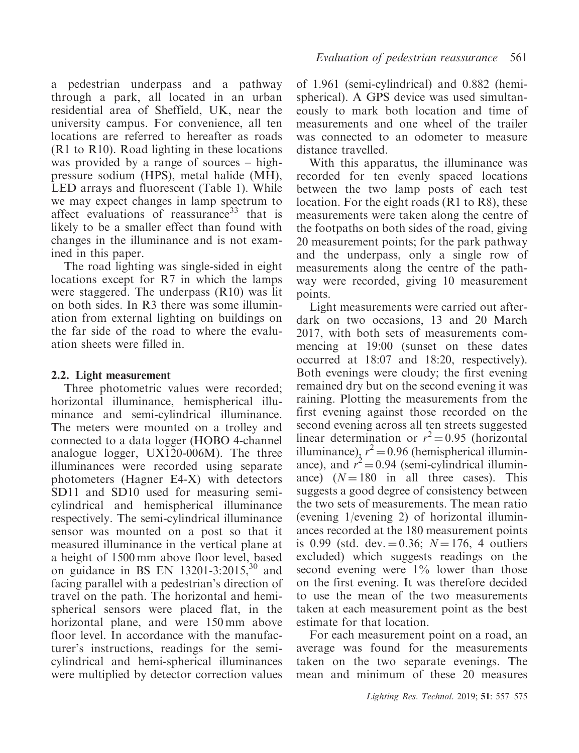a pedestrian underpass and a pathway through a park, all located in an urban residential area of Sheffield, UK, near the university campus. For convenience, all ten locations are referred to hereafter as roads (R1 to R10). Road lighting in these locations was provided by a range of sources – high-pressure sodium (HPS), metal halide (MH), LED arrays and fluorescent (Table 1). While we may expect changes in lamp spectrum to affect evaluations of reassurance[33] that is likely to be a smaller effect than found with changes in the illuminance and is not examined in this paper.

The road lighting was single-sided in eight locations except for R7 in which the lamps were staggered. The underpass (R10) was lit on both sides. In R3 there was some illumination from external lighting on buildings on the far side of the road to where the evaluation sheets were filled in.

### 2.2. Light measurement

Three photometric values were recorded; horizontal illuminance, hemispherical illuminance and semi-cylindrical illuminance. The meters were mounted on a trolley and connected to a data logger (HOBO 4-channel analogue logger, UX120-006M). The three illuminances were recorded using separate photometers (Hagner E4-X) with detectors SD11 and SD10 used for measuring semi-cylindrical and hemispherical illuminance respectively. The semi-cylindrical illuminance sensor was mounted on a post so that it measured illuminance in the vertical plane at a height of 1500 mm above floor level, based on guidance in BS EN 13201-3:2015,[30] and facing parallel with a pedestrian's direction of travel on the path. The horizontal and hemispherical sensors were placed flat, in the horizontal plane, and were 150 mm above floor level. In accordance with the manufacturer's instructions, readings for the semi-cylindrical and hemi-spherical illuminances were multiplied by detector correction values of 1.961 (semi-cylindrical) and 0.882 (hemispherical). A GPS device was used simultaneously to mark both location and time of measurements and one wheel of the trailer was connected to an odometer to measure distance travelled.

With this apparatus, the illuminance was recorded for ten evenly spaced locations between the two lamp posts of each test location. For the eight roads (R1 to R8), these measurements were taken along the centre of the footpaths on both sides of the road, giving 20 measurement points; for the park pathway and the underpass, only a single row of measurements along the centre of the pathway were recorded, giving 10 measurement points.

Light measurements were carried out after-dark on two occasions, 13 and 20 March 2017, with both sets of measurements commencing at 19:00 (sunset on these dates occurred at 18:07 and 18:20, respectively). Both evenings were cloudy; the first evening remained dry but on the second evening it was raining. Plotting the measurements from the first evening against those recorded on the second evening across all ten streets suggested linear determination or $r^2 = 0.95$ (horizontal illuminance), $r^2 = 0.96$ (hemispherical illuminance), and $r^2 = 0.94$ (semi-cylindrical illuminance) ($N = 180$ in all three cases). This suggests a good degree of consistency between the two sets of measurements. The mean ratio (evening 1/evening 2) of horizontal illuminances recorded at the 180 measurement points is 0.99 (std. dev. = 0.36; $N = 176$, 4 outliers excluded) which suggests readings on the second evening were 1% lower than those on the first evening. It was therefore decided to use the mean of the two measurements taken at each measurement point as the best estimate for that location.

For each measurement point on a road, an average was found for the measurements taken on the two separate evenings. The mean and minimum of these 20 measures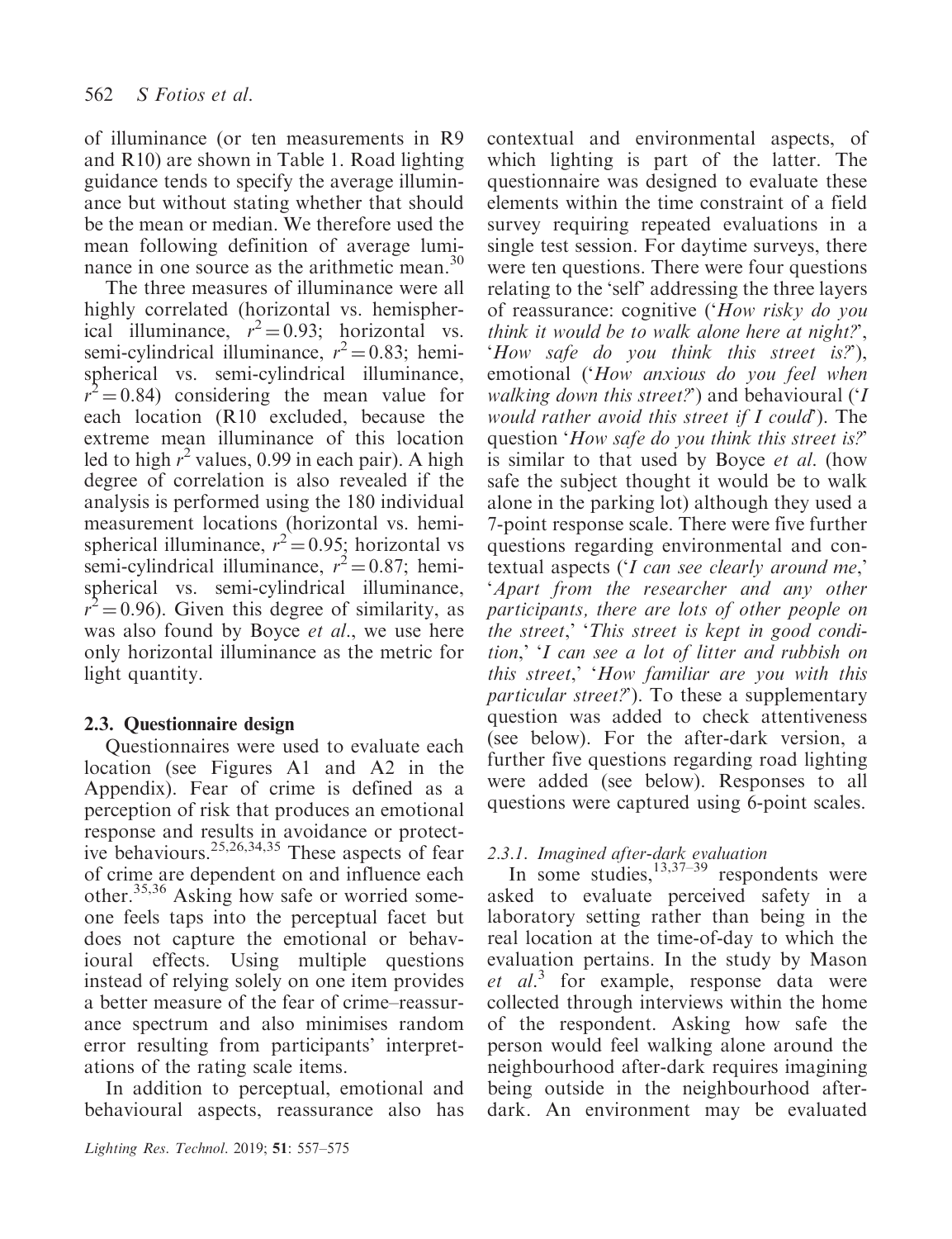of illuminance (or ten measurements in R9 and R10) are shown in Table 1. Road lighting guidance tends to specify the average illuminance but without stating whether that should be the mean or median. We therefore used the mean following definition of average luminance in one source as the arithmetic mean.[30]

The three measures of illuminance were all highly correlated (horizontal vs. hemispherical illuminance, $r^2 = 0.93$; horizontal vs. semi-cylindrical illuminance, $r^2 = 0.83$; hemispherical vs. semi-cylindrical illuminance, $r^2 = 0.84$) considering the mean value for each location (R10 excluded, because the extreme mean illuminance of this location led to high $r^2$ values, 0.99 in each pair). A high degree of correlation is also revealed if the analysis is performed using the 180 individual measurement locations (horizontal vs. hemispherical illuminance, $r^2 = 0.95$; horizontal vs semi-cylindrical illuminance, $r^2 = 0.87$; hemispherical vs. semi-cylindrical illuminance, $r^2 = 0.96$). Given this degree of similarity, as was also found by Boyce *et al*., we use here only horizontal illuminance as the metric for light quantity.

## 2.3. Questionnaire design

Questionnaires were used to evaluate each location (see Figures A1 and A2 in the Appendix). Fear of crime is defined as a perception of risk that produces an emotional response and results in avoidance or protective behaviours.[25,26,34,35] These aspects of fear of crime are dependent on and influence each other.[35,36] Asking how safe or worried someone feels taps into the perceptual facet but does not capture the emotional or behavioural effects. Using multiple questions instead of relying solely on one item provides a better measure of the fear of crime–reassurance spectrum and also minimises random error resulting from participants' interpretations of the rating scale items.

In addition to perceptual, emotional and behavioural aspects, reassurance also has contextual and environmental aspects, of which lighting is part of the latter. The questionnaire was designed to evaluate these elements within the time constraint of a field survey requiring repeated evaluations in a single test session. For daytime surveys, there were ten questions. There were four questions relating to the 'self' addressing the three layers of reassurance: cognitive ('*How risky do you think it would be to walk alone here at night?*', '*How safe do you think this street is?*'), emotional ('*How anxious do you feel when walking down this street?*') and behavioural ('*I would rather avoid this street if I could*'). The question '*How safe do you think this street is?*' is similar to that used by Boyce *et al*. (how safe the subject thought it would be to walk alone in the parking lot) although they used a 7-point response scale. There were five further questions regarding environmental and contextual aspects ('*I can see clearly around me*,' '*Apart from the researcher and any other participants, there are lots of other people on the street*,' '*This street is kept in good condition*,' '*I can see a lot of litter and rubbish on this street*,' '*How familiar are you with this particular street?*'). To these a supplementary question was added to check attentiveness (see below). For the after-dark version, a further five questions regarding road lighting were added (see below). Responses to all questions were captured using 6-point scales.

### 2.3.1. Imagined after-dark evaluation

In some studies,[13,37–39] respondents were asked to evaluate perceived safety in a laboratory setting rather than being in the real location at the time-of-day to which the evaluation pertains. In the study by Mason *et al*.[3] for example, response data were collected through interviews within the home of the respondent. Asking how safe the person would feel walking alone around the neighbourhood after-dark requires imagining being outside in the neighbourhood after-dark. An environment may be evaluated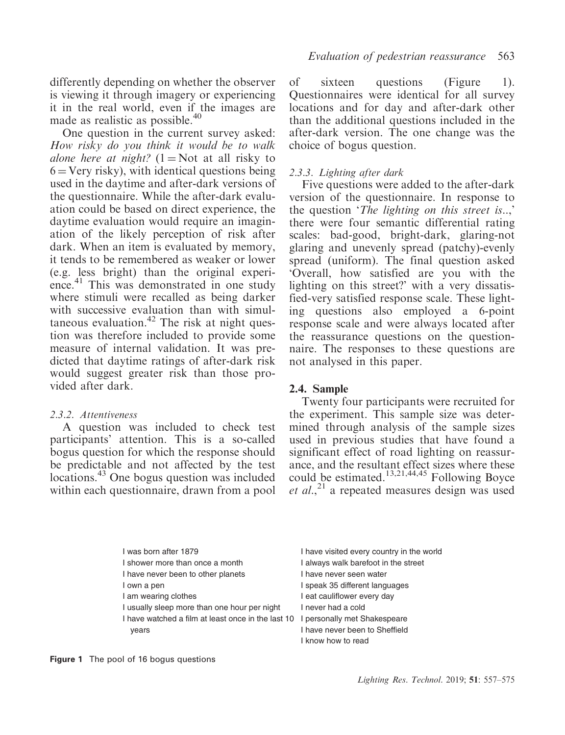differently depending on whether the observer is viewing it through imagery or experiencing it in the real world, even if the images are made as realistic as possible.[40]

One question in the current survey asked: *How risky do you think it would be to walk alone here at night?* (1 = Not at all risky to 6 = Very risky), with identical questions being used in the daytime and after-dark versions of the questionnaire. While the after-dark evaluation could be based on direct experience, the daytime evaluation would require an imagination of the likely perception of risk after dark. When an item is evaluated by memory, it tends to be remembered as weaker or lower (e.g. less bright) than the original experience.[41] This was demonstrated in one study where stimuli were recalled as being darker with successive evaluation than with simultaneous evaluation.[42] The risk at night question was therefore included to provide some measure of internal validation. It was predicted that daytime ratings of after-dark risk would suggest greater risk than those provided after dark.

#### 2.3.2. Attentiveness

A question was included to check test participants' attention. This is a so-called bogus question for which the response should be predictable and not affected by the test locations.[43] One bogus question was included within each questionnaire, drawn from a pool of sixteen questions (Figure 1). Questionnaires were identical for all survey locations and for day and after-dark other than the additional questions included in the after-dark version. The one change was the choice of bogus question.

#### 2.3.3. Lighting after dark

Five questions were added to the after-dark version of the questionnaire. In response to the question '*The lighting on this street is..*,' there were four semantic differential rating scales: bad-good, bright-dark, glaring-not glaring and unevenly spread (patchy)-evenly spread (uniform). The final question asked 'Overall, how satisfied are you with the lighting on this street?' with a very dissatisfied-very satisfied response scale. These lighting questions also employed a 6-point response scale and were always located after the reassurance questions on the questionnaire. The responses to these questions are not analysed in this paper.

### 2.4. Sample

Twenty four participants were recruited for the experiment. This sample size was determined through analysis of the sample sizes used in previous studies that have found a significant effect of road lighting on reassurance, and the resultant effect sizes where these could be estimated.[13,21,44,45] Following Boyce *et al.*,[21] a repeated measures design was used

I was born after 1879
I shower more than once a month
I have never been to other planets
I own a pen
I am wearing clothes
I usually sleep more than one hour per night
I have watched a film at least once in the last 10 years
I have visited every country in the world
I always walk barefoot in the street
I have never seen water
I speak 35 different languages
I eat cauliflower every day
I never had a cold
I personally met Shakespeare
I have never been to Sheffield
I know how to read

**Figure 1** The pool of 16 bogus questions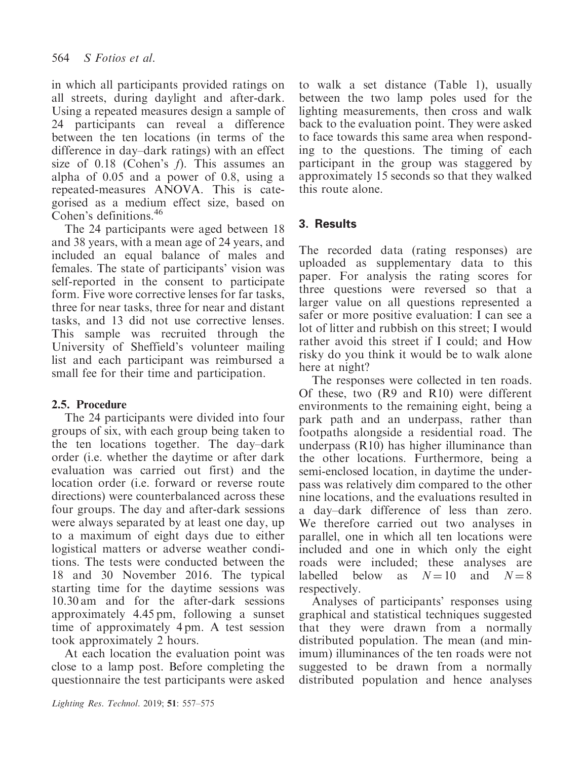in which all participants provided ratings on all streets, during daylight and after-dark. Using a repeated measures design a sample of 24 participants can reveal a difference between the ten locations (in terms of the difference in day–dark ratings) with an effect size of 0.18 (Cohen's *f*). This assumes an alpha of 0.05 and a power of 0.8, using a repeated-measures ANOVA. This is categorised as a medium effect size, based on Cohen's definitions.[46]

The 24 participants were aged between 18 and 38 years, with a mean age of 24 years, and included an equal balance of males and females. The state of participants' vision was self-reported in the consent to participate form. Five wore corrective lenses for far tasks, three for near tasks, three for near and distant tasks, and 13 did not use corrective lenses. This sample was recruited through the University of Sheffield's volunteer mailing list and each participant was reimbursed a small fee for their time and participation.

### 2.5. Procedure

The 24 participants were divided into four groups of six, with each group being taken to the ten locations together. The day–dark order (i.e. whether the daytime or after dark evaluation was carried out first) and the location order (i.e. forward or reverse route directions) were counterbalanced across these four groups. The day and after-dark sessions were always separated by at least one day, up to a maximum of eight days due to either logistical matters or adverse weather conditions. The tests were conducted between the 18 and 30 November 2016. The typical starting time for the daytime sessions was 10.30 am and for the after-dark sessions approximately 4.45 pm, following a sunset time of approximately 4 pm. A test session took approximately 2 hours.

At each location the evaluation point was close to a lamp post. Before completing the questionnaire the test participants were asked to walk a set distance (Table 1), usually between the two lamp poles used for the lighting measurements, then cross and walk back to the evaluation point. They were asked to face towards this same area when responding to the questions. The timing of each participant in the group was staggered by approximately 15 seconds so that they walked this route alone.

## 3. Results

The recorded data (rating responses) are uploaded as supplementary data to this paper. For analysis the rating scores for three questions were reversed so that a larger value on all questions represented a safer or more positive evaluation: I can see a lot of litter and rubbish on this street; I would rather avoid this street if I could; and How risky do you think it would be to walk alone here at night?

The responses were collected in ten roads. Of these, two (R9 and R10) were different environments to the remaining eight, being a park path and an underpass, rather than footpaths alongside a residential road. The underpass (R10) has higher illuminance than the other locations. Furthermore, being a semi-enclosed location, in daytime the underpass was relatively dim compared to the other nine locations, and the evaluations resulted in a day–dark difference of less than zero. We therefore carried out two analyses in parallel, one in which all ten locations were included and one in which only the eight roads were included; these analyses are labelled below as $N = 10$ and $N = 8$ respectively.

Analyses of participants' responses using graphical and statistical techniques suggested that they were drawn from a normally distributed population. The mean (and minimum) illuminances of the ten roads were not suggested to be drawn from a normally distributed population and hence analyses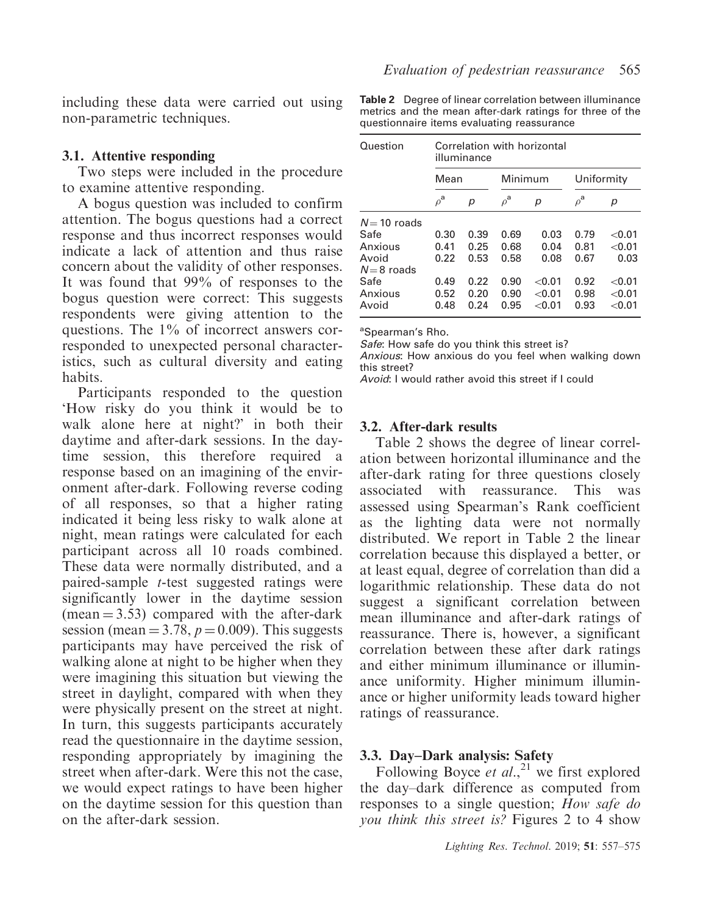including these data were carried out using non-parametric techniques.

### 3.1. Attentive responding

Two steps were included in the procedure to examine attentive responding.

A bogus question was included to confirm attention. The bogus questions had a correct response and thus incorrect responses would indicate a lack of attention and thus raise concern about the validity of other responses. It was found that 99% of responses to the bogus question were correct: This suggests respondents were giving attention to the questions. The 1% of incorrect answers corresponded to unexpected personal characteristics, such as cultural diversity and eating habits.

Participants responded to the question 'How risky do you think it would be to walk alone here at night?' in both their daytime and after-dark sessions. In the daytime session, this therefore required a response based on an imagining of the environment after-dark. Following reverse coding of all responses, so that a higher rating indicated it being less risky to walk alone at night, mean ratings were calculated for each participant across all 10 roads combined. These data were normally distributed, and a paired-sample *t*-test suggested ratings were significantly lower in the daytime session (mean = 3.53) compared with the after-dark session (mean = 3.78, $p = 0.009$). This suggests participants may have perceived the risk of walking alone at night to be higher when they were imagining this situation but viewing the street in daylight, compared with when they were physically present on the street at night. In turn, this suggests participants accurately read the questionnaire in the daytime session, responding appropriately by imagining the street when after-dark. Were this not the case, we would expect ratings to have been higher on the daytime session for this question than on the after-dark session.

**Table 2** Degree of linear correlation between illuminance metrics and the mean after-dark ratings for three of the questionnaire items evaluating reassurance

| Question | Correlation with horizontal illuminance | | | | | |
|---|---|---|---|---|---|---|
| | Mean | | Minimum | | Uniformity | |
| | $\rho$[a] | $p$ | $\rho$[a] | $p$ | $\rho$[a] | $p$ |
| $N = 10$ roads | | | | | | |
| Safe | 0.30 | 0.39 | 0.69 | 0.03 | 0.79 | <0.01 |
| Anxious | 0.41 | 0.25 | 0.68 | 0.04 | 0.81 | <0.01 |
| Avoid | 0.22 | 0.53 | 0.58 | 0.08 | 0.67 | 0.03 |
| $N = 8$ roads | | | | | | |
| Safe | 0.49 | 0.22 | 0.90 | <0.01 | 0.92 | <0.01 |
| Anxious | 0.52 | 0.20 | 0.90 | <0.01 | 0.98 | <0.01 |
| Avoid | 0.48 | 0.24 | 0.95 | <0.01 | 0.93 | <0.01 |

[a]Spearman's Rho.
*Safe*: How safe do you think this street is?
*Anxious*: How anxious do you feel when walking down this street?
*Avoid*: I would rather avoid this street if I could

### 3.2. After-dark results

Table 2 shows the degree of linear correlation between horizontal illuminance and the after-dark rating for three questions closely associated with reassurance. This was assessed using Spearman's Rank coefficient as the lighting data were not normally distributed. We report in Table 2 the linear correlation because this displayed a better, or at least equal, degree of correlation than did a logarithmic relationship. These data do not suggest a significant correlation between mean illuminance and after-dark ratings of reassurance. There is, however, a significant correlation between these after dark ratings and either minimum illuminance or illuminance uniformity. Higher minimum illuminance or higher uniformity leads toward higher ratings of reassurance.

### 3.3. Day–Dark analysis: Safety

Following Boyce *et al.*,[21] we first explored the day–dark difference as computed from responses to a single question; *How safe do you think this street is?* Figures 2 to 4 show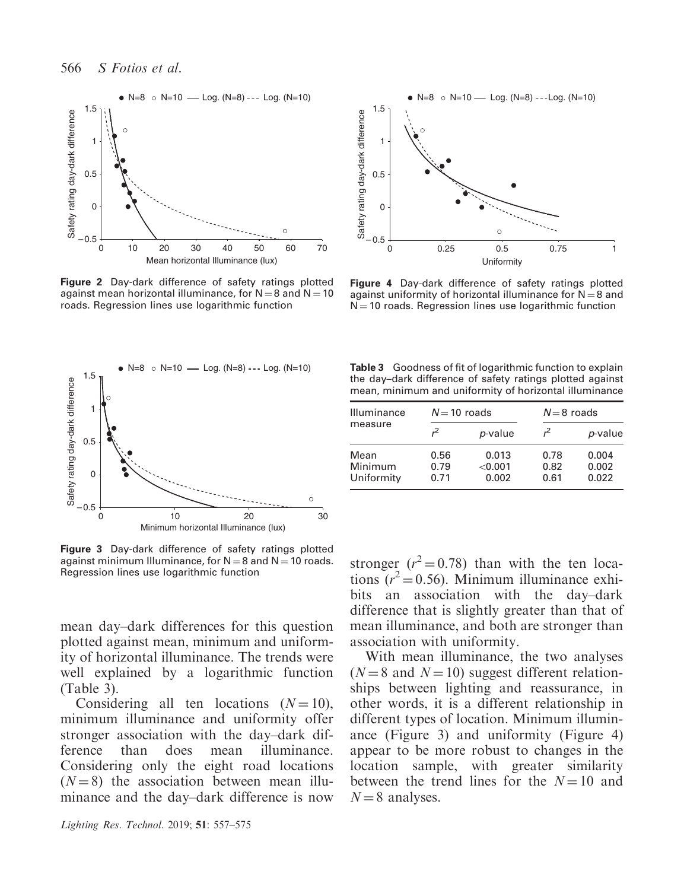Figure 2 Day-dark difference of safety ratings plotted against mean horizontal illuminance, for N = 8 and N = 10 roads. Regression lines use logarithmic function

Figure 4 Day-dark difference of safety ratings plotted against uniformity of horizontal illuminance for N = 8 and N = 10 roads. Regression lines use logarithmic function

Figure 3 Day-dark difference of safety ratings plotted against minimum Illuminance, for N = 8 and N = 10 roads. Regression lines use logarithmic function

**Table 3** Goodness of fit of logarithmic function to explain the day–dark difference of safety ratings plotted against mean, minimum and uniformity of horizontal illuminance

| Illuminance measure | $N = 10$ roads | | $N = 8$ roads | |
|---|---|---|---|---|
| | $r^2$ | $p$-value | $r^2$ | $p$-value |
| Mean | 0.56 | 0.013 | 0.78 | 0.004 |
| Minimum | 0.79 | <0.001 | 0.82 | 0.002 |
| Uniformity | 0.71 | 0.002 | 0.61 | 0.022 |

mean day–dark differences for this question plotted against mean, minimum and uniformity of horizontal illuminance. The trends were well explained by a logarithmic function (Table 3).

Considering all ten locations ($N = 10$), minimum illuminance and uniformity offer stronger association with the day–dark difference than does mean illuminance. Considering only the eight road locations ($N = 8$) the association between mean illuminance and the day–dark difference is now stronger ($r^2 = 0.78$) than with the ten locations ($r^2 = 0.56$). Minimum illuminance exhibits an association with the day–dark difference that is slightly greater than that of mean illuminance, and both are stronger than association with uniformity.

With mean illuminance, the two analyses ($N = 8$ and $N = 10$) suggest different relationships between lighting and reassurance, in other words, it is a different relationship in different types of location. Minimum illuminance (Figure 3) and uniformity (Figure 4) appear to be more robust to changes in the location sample, with greater similarity between the trend lines for the $N = 10$ and $N = 8$ analyses.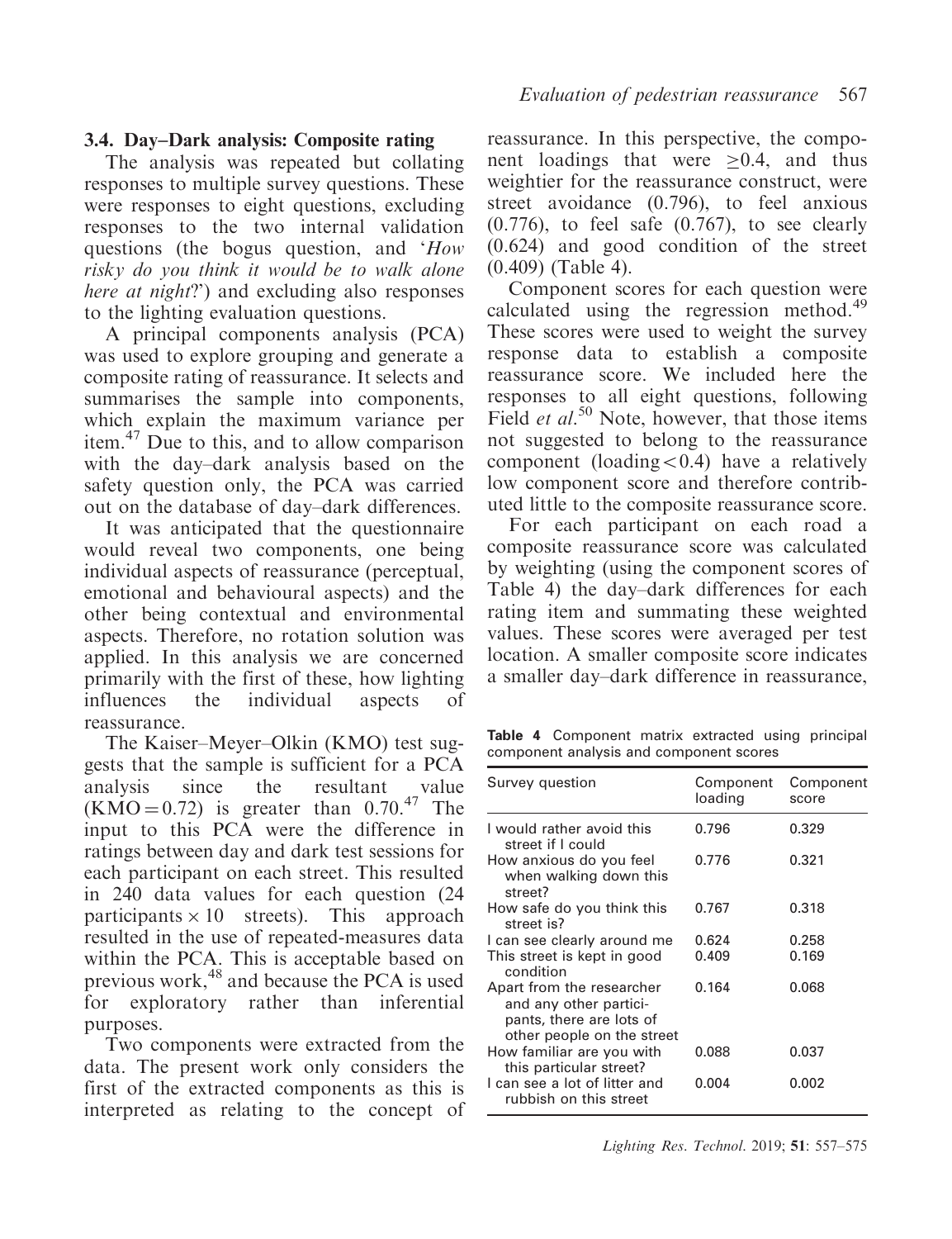### 3.4. Day–Dark analysis: Composite rating

The analysis was repeated but collating responses to multiple survey questions. These were responses to eight questions, excluding responses to the two internal validation questions (the bogus question, and '*How risky do you think it would be to walk alone here at night*?') and excluding also responses to the lighting evaluation questions.

A principal components analysis (PCA) was used to explore grouping and generate a composite rating of reassurance. It selects and summarises the sample into components, which explain the maximum variance per item.[47] Due to this, and to allow comparison with the day–dark analysis based on the safety question only, the PCA was carried out on the database of day–dark differences.

It was anticipated that the questionnaire would reveal two components, one being individual aspects of reassurance (perceptual, emotional and behavioural aspects) and the other being contextual and environmental aspects. Therefore, no rotation solution was applied. In this analysis we are concerned primarily with the first of these, how lighting influences the individual aspects of reassurance.

The Kaiser–Meyer–Olkin (KMO) test suggests that the sample is sufficient for a PCA analysis since the resultant value ($KMO = 0.72$) is greater than 0.70.[47] The input to this PCA were the difference in ratings between day and dark test sessions for each participant on each street. This resulted in 240 data values for each question (24 participants $\times$ 10 streets). This approach resulted in the use of repeated-measures data within the PCA. This is acceptable based on previous work,[48] and because the PCA is used for exploratory rather than inferential purposes.

Two components were extracted from the data. The present work only considers the first of the extracted components as this is interpreted as relating to the concept of reassurance. In this perspective, the component loadings that were $\geq 0.4$, and thus weightier for the reassurance construct, were street avoidance (0.796), to feel anxious (0.776), to feel safe (0.767), to see clearly (0.624) and good condition of the street (0.409) (Table 4).

Component scores for each question were calculated using the regression method.[49] These scores were used to weight the survey response data to establish a composite reassurance score. We included here the responses to all eight questions, following Field *et al*.[50] Note, however, that those items not suggested to belong to the reassurance component (loading $< 0.4$) have a relatively low component score and therefore contributed little to the composite reassurance score.

For each participant on each road a composite reassurance score was calculated by weighting (using the component scores of Table 4) the day–dark differences for each rating item and summating these weighted values. These scores were averaged per test location. A smaller composite score indicates a smaller day–dark difference in reassurance,

**Table 4** Component matrix extracted using principal component analysis and component scores

| Survey question | Component loading | Component score |
|---|---|---|
| I would rather avoid this street if I could | 0.796 | 0.329 |
| How anxious do you feel when walking down this street? | 0.776 | 0.321 |
| How safe do you think this street is? | 0.767 | 0.318 |
| I can see clearly around me | 0.624 | 0.258 |
| This street is kept in good condition | 0.409 | 0.169 |
| Apart from the researcher and any other participants, there are lots of other people on the street | 0.164 | 0.068 |
| How familiar are you with this particular street? | 0.088 | 0.037 |
| I can see a lot of litter and rubbish on this street | 0.004 | 0.002 |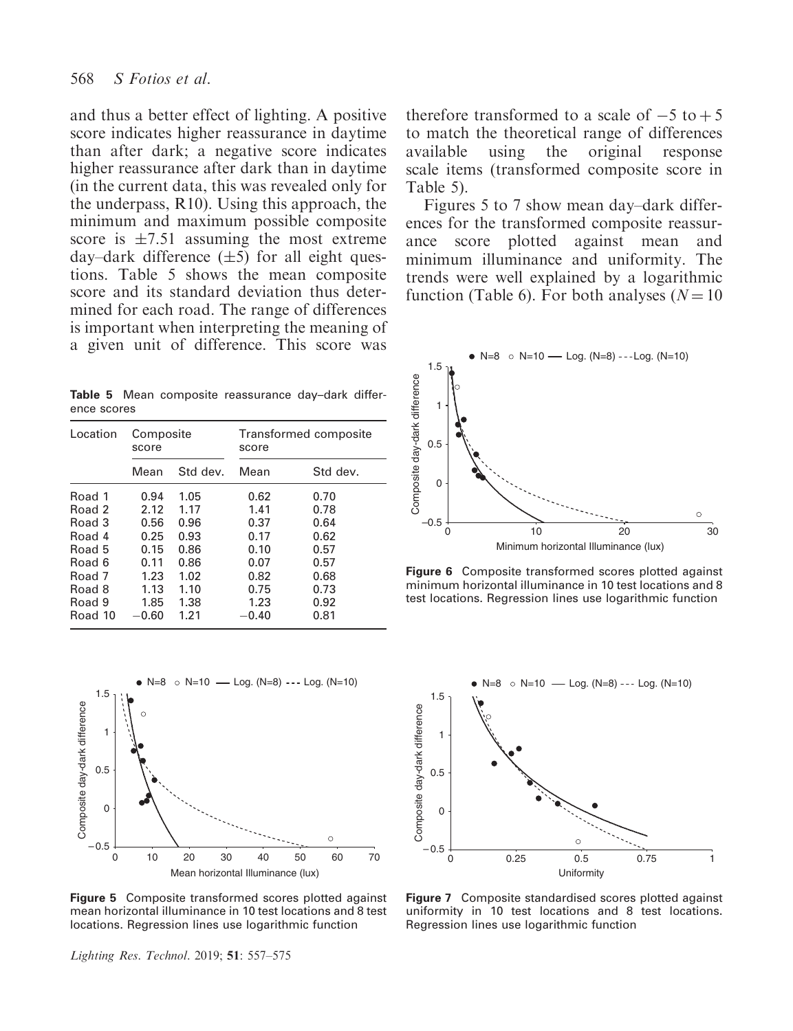and thus a better effect of lighting. A positive score indicates higher reassurance in daytime than after dark; a negative score indicates higher reassurance after dark than in daytime (in the current data, this was revealed only for the underpass, R10). Using this approach, the minimum and maximum possible composite score is $\pm 7.51$ assuming the most extreme day–dark difference ($\pm 5$) for all eight questions. Table 5 shows the mean composite score and its standard deviation thus determined for each road. The range of differences is important when interpreting the meaning of a given unit of difference. This score was therefore transformed to a scale of $-5$ to $+5$ to match the theoretical range of differences available using the original response scale items (transformed composite score in Table 5).

**Table 5** Mean composite reassurance day–dark difference scores

| Location | Composite score | | Transformed composite score | |
|---|---|---|---|---|
| | Mean | Std dev. | Mean | Std dev. |
| Road 1 | 0.94 | 1.05 | 0.62 | 0.70 |
| Road 2 | 2.12 | 1.17 | 1.41 | 0.78 |
| Road 3 | 0.56 | 0.96 | 0.37 | 0.64 |
| Road 4 | 0.25 | 0.93 | 0.17 | 0.62 |
| Road 5 | 0.15 | 0.86 | 0.10 | 0.57 |
| Road 6 | 0.11 | 0.86 | 0.07 | 0.57 |
| Road 7 | 1.23 | 1.02 | 0.82 | 0.68 |
| Road 8 | 1.13 | 1.10 | 0.75 | 0.73 |
| Road 9 | 1.85 | 1.38 | 1.23 | 0.92 |
| Road 10 | −0.60 | 1.21 | −0.40 | 0.81 |

Figures 5 to 7 show mean day–dark differences for the transformed composite reassurance score plotted against mean and minimum illuminance and uniformity. The trends were well explained by a logarithmic function (Table 6). For both analyses ($N = 10$

**Figure 6** Composite transformed scores plotted against minimum horizontal illuminance in 10 test locations and 8 test locations. Regression lines use logarithmic function

**Figure 5** Composite transformed scores plotted against mean horizontal illuminance in 10 test locations and 8 test locations. Regression lines use logarithmic function

**Figure 7** Composite standardised scores plotted against uniformity in 10 test locations and 8 test locations. Regression lines use logarithmic function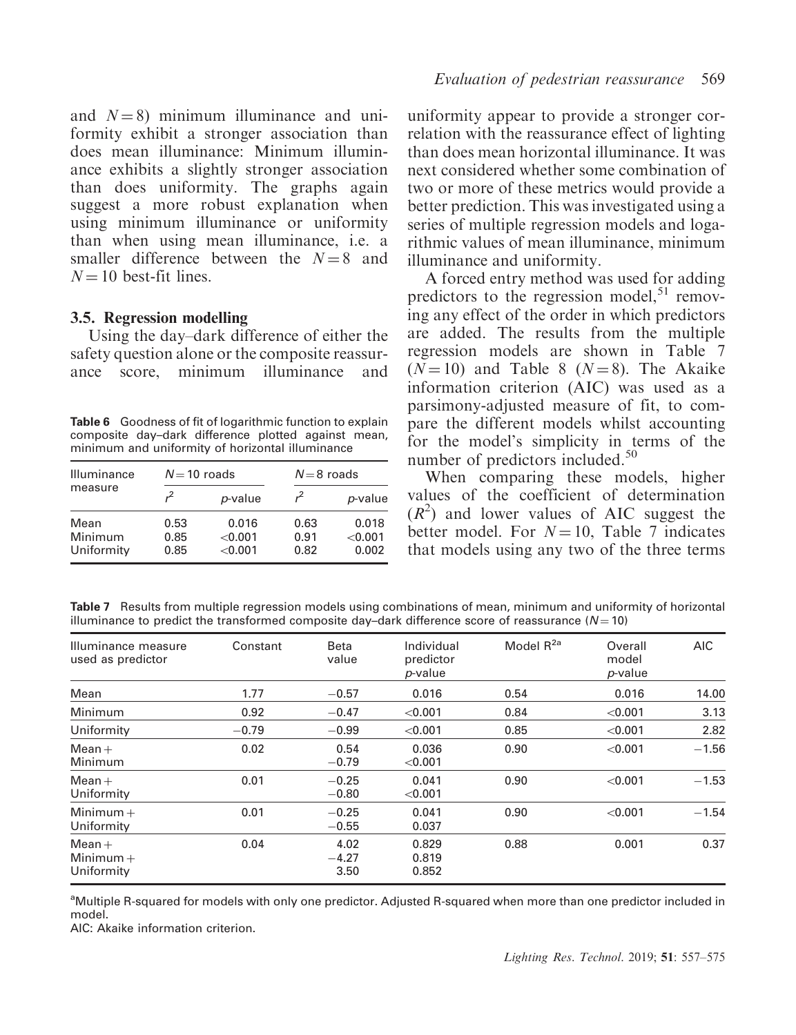and $N = 8$) minimum illuminance and uniformity exhibit a stronger association than does mean illuminance: Minimum illuminance exhibits a slightly stronger association than does uniformity. The graphs again suggest a more robust explanation when using minimum illuminance or uniformity than when using mean illuminance, i.e. a smaller difference between the $N = 8$ and $N = 10$ best-fit lines.

### 3.5. Regression modelling

Using the day–dark difference of either the safety question alone or the composite reassurance score, minimum illuminance and uniformity appear to provide a stronger correlation with the reassurance effect of lighting than does mean horizontal illuminance. It was next considered whether some combination of two or more of these metrics would provide a better prediction. This was investigated using a series of multiple regression models and logarithmic values of mean illuminance, minimum illuminance and uniformity.

**Table 6** Goodness of fit of logarithmic function to explain composite day–dark difference plotted against mean, minimum and uniformity of horizontal illuminance

| Illuminance measure | $N = 10$ roads | | $N = 8$ roads | |
|---|---|---|---|---|
| | $r^2$ | *p*-value | $r^2$ | *p*-value |
| Mean | 0.53 | 0.016 | 0.63 | 0.018 |
| Minimum | 0.85 | <0.001 | 0.91 | <0.001 |
| Uniformity | 0.85 | <0.001 | 0.82 | 0.002 |

A forced entry method was used for adding predictors to the regression model,[51] removing any effect of the order in which predictors are added. The results from the multiple regression models are shown in Table 7 ($N = 10$) and Table 8 ($N = 8$). The Akaike information criterion (AIC) was used as a parsimony-adjusted measure of fit, to compare the different models whilst accounting for the model's simplicity in terms of the number of predictors included.[50]

When comparing these models, higher values of the coefficient of determination ($R^2$) and lower values of AIC suggest the better model. For $N = 10$, Table 7 indicates that models using any two of the three terms

**Table 7** Results from multiple regression models using combinations of mean, minimum and uniformity of horizontal illuminance to predict the transformed composite day–dark difference score of reassurance ($N = 10$)

| Illuminance measure used as predictor | Constant | Beta value | Individual predictor *p*-value | Model $R^{2a}$ | Overall model *p*-value | AIC |
|---|---|---|---|---|---|---|
| Mean | 1.77 | −0.57 | 0.016 | 0.54 | 0.016 | 14.00 |
| Minimum | 0.92 | −0.47 | <0.001 | 0.84 | <0.001 | 3.13 |
| Uniformity | −0.79 | −0.99 | <0.001 | 0.85 | <0.001 | 2.82 |
| Mean + Minimum | 0.02 | 0.54<br>−0.79 | 0.036<br><0.001 | 0.90 | <0.001 | −1.56 |
| Mean + Uniformity | 0.01 | −0.25<br>−0.80 | 0.041<br><0.001 | 0.90 | <0.001 | −1.53 |
| Minimum + Uniformity | 0.01 | −0.25<br>−0.55 | 0.041<br>0.037 | 0.90 | <0.001 | −1.54 |
| Mean + Minimum + Uniformity | 0.04 | 4.02<br>−4.27<br>3.50 | 0.829<br>0.819<br>0.852 | 0.88 | 0.001 | 0.37 |

[a]Multiple R-squared for models with only one predictor. Adjusted R-squared when more than one predictor included in model.
AIC: Akaike information criterion.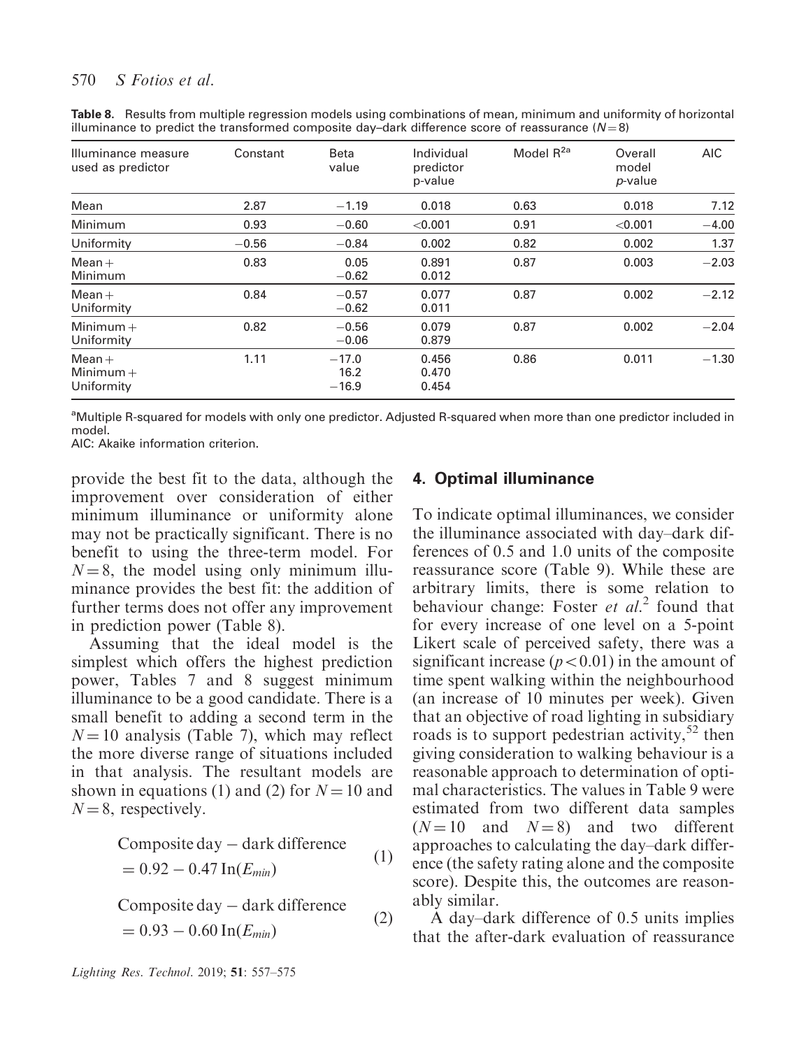**Table 8.** Results from multiple regression models using combinations of mean, minimum and uniformity of horizontal illuminance to predict the transformed composite day–dark difference score of reassurance ($N = 8$)

| Illuminance measure used as predictor | Constant | Beta value | Individual predictor p-value | Model $R^{2a}$ | Overall model *p*-value | AIC |
|---|---|---|---|---|---|---|
| Mean | 2.87 | −1.19 | 0.018 | 0.63 | 0.018 | 7.12 |
| Minimum | 0.93 | −0.60 | <0.001 | 0.91 | <0.001 | −4.00 |
| Uniformity | −0.56 | −0.84 | 0.002 | 0.82 | 0.002 | 1.37 |
| Mean + Minimum | 0.83 | 0.05<br>−0.62 | 0.891<br>0.012 | 0.87 | 0.003 | −2.03 |
| Mean + Uniformity | 0.84 | −0.57<br>−0.62 | 0.077<br>0.011 | 0.87 | 0.002 | −2.12 |
| Minimum + Uniformity | 0.82 | −0.56<br>−0.06 | 0.079<br>0.879 | 0.87 | 0.002 | −2.04 |
| Mean + Minimum + Uniformity | 1.11 | −17.0<br>16.2<br>−16.9 | 0.456<br>0.470<br>0.454 | 0.86 | 0.011 | −1.30 |

[a]Multiple R-squared for models with only one predictor. Adjusted R-squared when more than one predictor included in model.
AIC: Akaike information criterion.

provide the best fit to the data, although the improvement over consideration of either minimum illuminance or uniformity alone may not be practically significant. There is no benefit to using the three-term model. For $N = 8$, the model using only minimum illuminance provides the best fit: the addition of further terms does not offer any improvement in prediction power (Table 8).

Assuming that the ideal model is the simplest which offers the highest prediction power, Tables 7 and 8 suggest minimum illuminance to be a good candidate. There is a small benefit to adding a second term in the $N = 10$ analysis (Table 7), which may reflect the more diverse range of situations included in that analysis. The resultant models are shown in equations (1) and (2) for $N = 10$ and $N = 8$, respectively.

$$\text{Composite day} - \text{dark difference} = 0.92 - 0.47\ln(E_{min}) \tag{1}$$

$$\text{Composite day} - \text{dark difference} = 0.93 - 0.60\ln(E_{min}) \tag{2}$$

## 4. Optimal illuminance

To indicate optimal illuminances, we consider the illuminance associated with day–dark differences of 0.5 and 1.0 units of the composite reassurance score (Table 9). While these are arbitrary limits, there is some relation to behaviour change: Foster *et al.*[2] found that for every increase of one level on a 5-point Likert scale of perceived safety, there was a significant increase ($p < 0.01$) in the amount of time spent walking within the neighbourhood (an increase of 10 minutes per week). Given that an objective of road lighting in subsidiary roads is to support pedestrian activity,[52] then giving consideration to walking behaviour is a reasonable approach to determination of optimal characteristics. The values in Table 9 were estimated from two different data samples ($N = 10$ and $N = 8$) and two different approaches to calculating the day–dark difference (the safety rating alone and the composite score). Despite this, the outcomes are reasonably similar.

A day–dark difference of 0.5 units implies that the after-dark evaluation of reassurance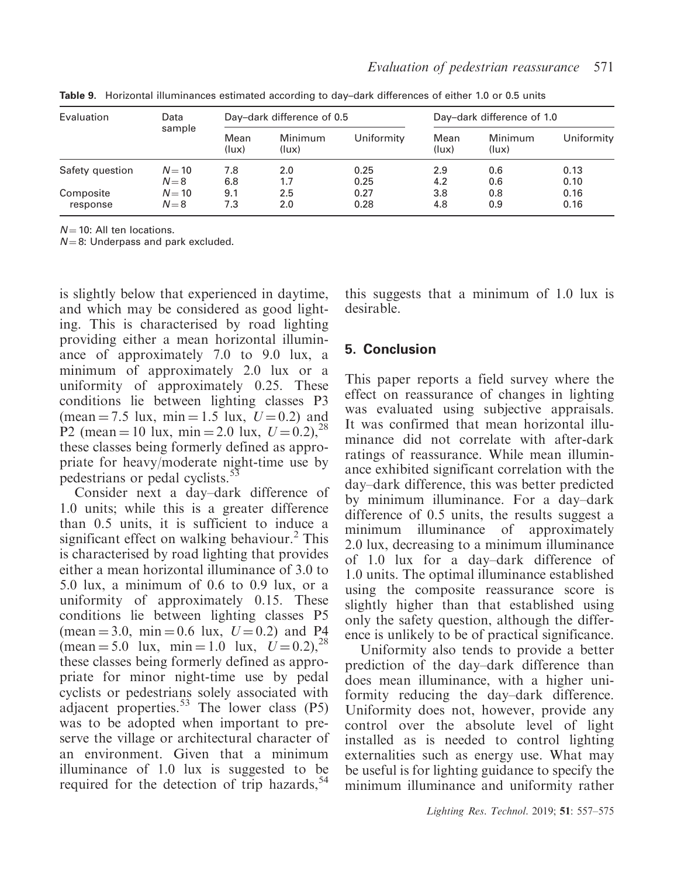**Table 9.** Horizontal illuminances estimated according to day–dark differences of either 1.0 or 0.5 units

| Evaluation | Data sample | Day–dark difference of 0.5 | | | Day–dark difference of 1.0 | | |
|---|---|---|---|---|---|---|---|
| | | Mean (lux) | Minimum (lux) | Uniformity | Mean (lux) | Minimum (lux) | Uniformity |
| Safety question | $N = 10$ | 7.8 | 2.0 | 0.25 | 2.9 | 0.6 | 0.13 |
| | $N = 8$ | 6.8 | 1.7 | 0.25 | 4.2 | 0.6 | 0.10 |
| Composite response | $N = 10$ | 9.1 | 2.5 | 0.27 | 3.8 | 0.8 | 0.16 |
| | $N = 8$ | 7.3 | 2.0 | 0.28 | 4.8 | 0.9 | 0.16 |

$N = 10$: All ten locations.
$N = 8$: Underpass and park excluded.

is slightly below that experienced in daytime, and which may be considered as good lighting. This is characterised by road lighting providing either a mean horizontal illuminance of approximately 7.0 to 9.0 lux, a minimum of approximately 2.0 lux or a uniformity of approximately 0.25. These conditions lie between lighting classes P3 (mean = 7.5 lux, min = 1.5 lux, $U = 0.2$) and P2 (mean = 10 lux, min = 2.0 lux, $U = 0.2$),[28] these classes being formerly defined as appropriate for heavy/moderate night-time use by pedestrians or pedal cyclists.[53]

Consider next a day–dark difference of 1.0 units; while this is a greater difference than 0.5 units, it is sufficient to induce a significant effect on walking behaviour.[2] This is characterised by road lighting that provides either a mean horizontal illuminance of 3.0 to 5.0 lux, a minimum of 0.6 to 0.9 lux, or a uniformity of approximately 0.15. These conditions lie between lighting classes P5 (mean = 3.0, min = 0.6 lux, $U = 0.2$) and P4 (mean = 5.0 lux, min = 1.0 lux, $U = 0.2$),[28] these classes being formerly defined as appropriate for minor night-time use by pedal cyclists or pedestrians solely associated with adjacent properties.[53] The lower class (P5) was to be adopted when important to preserve the village or architectural character of an environment. Given that a minimum illuminance of 1.0 lux is suggested to be required for the detection of trip hazards,[54] this suggests that a minimum of 1.0 lux is desirable.

## 5. Conclusion

This paper reports a field survey where the effect on reassurance of changes in lighting was evaluated using subjective appraisals. It was confirmed that mean horizontal illuminance did not correlate with after-dark ratings of reassurance. While mean illuminance exhibited significant correlation with the day–dark difference, this was better predicted by minimum illuminance. For a day–dark difference of 0.5 units, the results suggest a minimum illuminance of approximately 2.0 lux, decreasing to a minimum illuminance of 1.0 lux for a day–dark difference of 1.0 units. The optimal illuminance established using the composite reassurance score is slightly higher than that established using only the safety question, although the difference is unlikely to be of practical significance.

Uniformity also tends to provide a better prediction of the day–dark difference than does mean illuminance, with a higher uniformity reducing the day–dark difference. Uniformity does not, however, provide any control over the absolute level of light installed as is needed to control lighting externalities such as energy use. What may be useful is for lighting guidance to specify the minimum illuminance and uniformity rather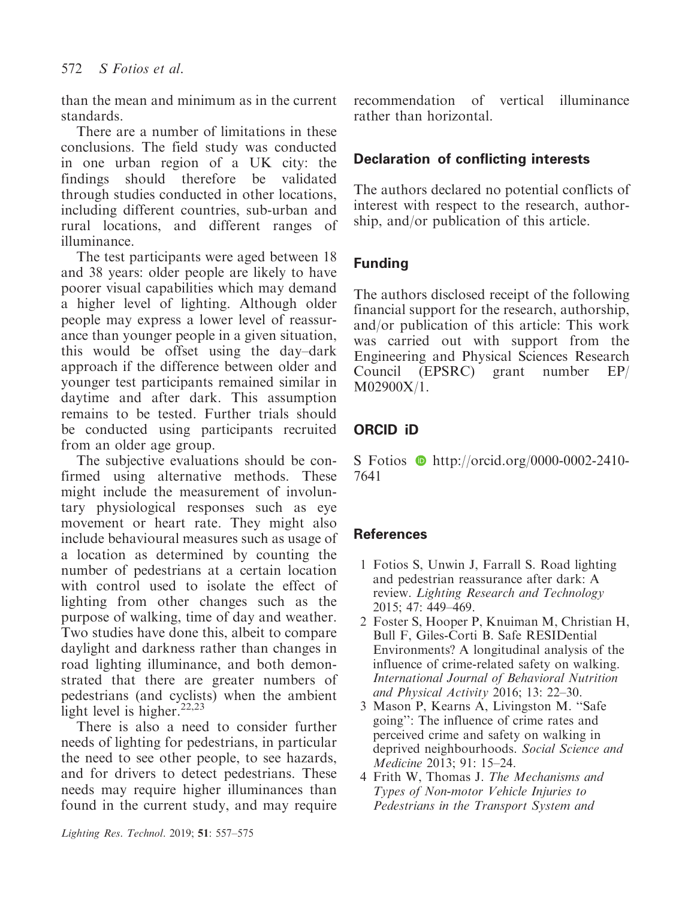than the mean and minimum as in the current standards.

There are a number of limitations in these conclusions. The field study was conducted in one urban region of a UK city: the findings should therefore be validated through studies conducted in other locations, including different countries, sub-urban and rural locations, and different ranges of illuminance.

The test participants were aged between 18 and 38 years: older people are likely to have poorer visual capabilities which may demand a higher level of lighting. Although older people may express a lower level of reassurance than younger people in a given situation, this would be offset using the day–dark approach if the difference between older and younger test participants remained similar in daytime and after dark. This assumption remains to be tested. Further trials should be conducted using participants recruited from an older age group.

The subjective evaluations should be confirmed using alternative methods. These might include the measurement of involuntary physiological responses such as eye movement or heart rate. They might also include behavioural measures such as usage of a location as determined by counting the number of pedestrians at a certain location with control used to isolate the effect of lighting from other changes such as the purpose of walking, time of day and weather. Two studies have done this, albeit to compare daylight and darkness rather than changes in road lighting illuminance, and both demonstrated that there are greater numbers of pedestrians (and cyclists) when the ambient light level is higher.[22,23]

There is also a need to consider further needs of lighting for pedestrians, in particular the need to see other people, to see hazards, and for drivers to detect pedestrians. These needs may require higher illuminances than found in the current study, and may require recommendation of vertical illuminance rather than horizontal.

## Declaration of conflicting interests

The authors declared no potential conflicts of interest with respect to the research, authorship, and/or publication of this article.

## Funding

The authors disclosed receipt of the following financial support for the research, authorship, and/or publication of this article: This work was carried out with support from the Engineering and Physical Sciences Research Council (EPSRC) grant number EP/M02900X/1.

## ORCID iD

S Fotios http://orcid.org/0000-0002-2410-7641

## References

1. Fotios S, Unwin J, Farrall S. Road lighting and pedestrian reassurance after dark: A review. *Lighting Research and Technology* 2015; 47: 449–469.
2. Foster S, Hooper P, Knuiman M, Christian H, Bull F, Giles-Corti B. Safe RESIDential Environments? A longitudinal analysis of the influence of crime-related safety on walking. *International Journal of Behavioral Nutrition and Physical Activity* 2016; 13: 22–30.
3. Mason P, Kearns A, Livingston M. "Safe going": The influence of crime rates and perceived crime and safety on walking in deprived neighbourhoods. *Social Science and Medicine* 2013; 91: 15–24.
4. Frith W, Thomas J. *The Mechanisms and Types of Non-motor Vehicle Injuries to Pedestrians in the Transport System and*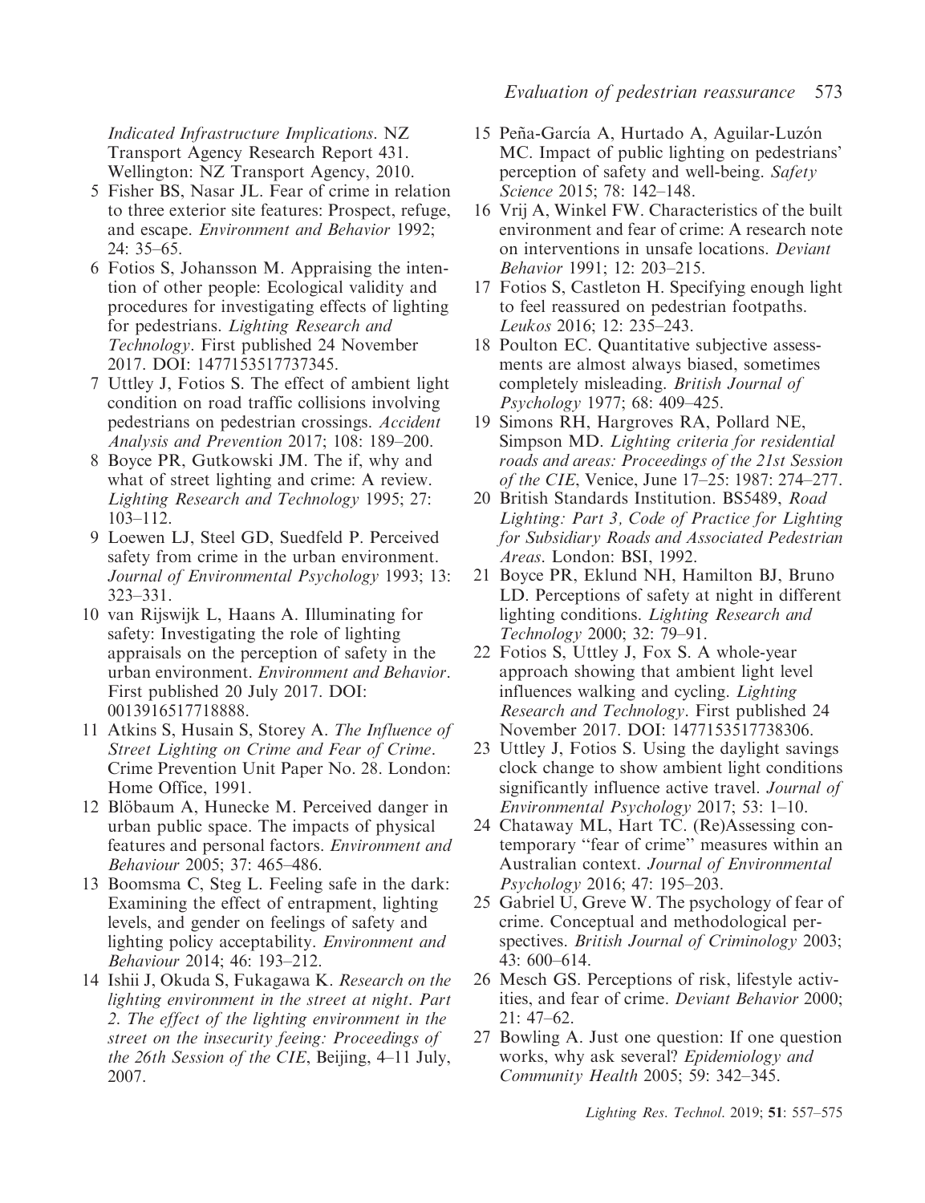*Indicated Infrastructure Implications*. NZ Transport Agency Research Report 431. Wellington: NZ Transport Agency, 2010.

5 Fisher BS, Nasar JL. Fear of crime in relation to three exterior site features: Prospect, refuge, and escape. *Environment and Behavior* 1992; 24: 35–65.

6 Fotios S, Johansson M. Appraising the intention of other people: Ecological validity and procedures for investigating effects of lighting for pedestrians. *Lighting Research and Technology*. First published 24 November 2017. DOI: 1477153517737345.

7 Uttley J, Fotios S. The effect of ambient light condition on road traffic collisions involving pedestrians on pedestrian crossings. *Accident Analysis and Prevention* 2017; 108: 189–200.

8 Boyce PR, Gutkowski JM. The if, why and what of street lighting and crime: A review. *Lighting Research and Technology* 1995; 27: 103–112.

9 Loewen LJ, Steel GD, Suedfeld P. Perceived safety from crime in the urban environment. *Journal of Environmental Psychology* 1993; 13: 323–331.

10 van Rijswijk L, Haans A. Illuminating for safety: Investigating the role of lighting appraisals on the perception of safety in the urban environment. *Environment and Behavior*. First published 20 July 2017. DOI: 0013916517718888.

11 Atkins S, Husain S, Storey A. *The Influence of Street Lighting on Crime and Fear of Crime*. Crime Prevention Unit Paper No. 28. London: Home Office, 1991.

12 Blöbaum A, Hunecke M. Perceived danger in urban public space. The impacts of physical features and personal factors. *Environment and Behaviour* 2005; 37: 465–486.

13 Boomsma C, Steg L. Feeling safe in the dark: Examining the effect of entrapment, lighting levels, and gender on feelings of safety and lighting policy acceptability. *Environment and Behaviour* 2014; 46: 193–212.

14 Ishii J, Okuda S, Fukagawa K. *Research on the lighting environment in the street at night. Part 2. The effect of the lighting environment in the street on the insecurity feeing: Proceedings of the 26th Session of the CIE*, Beijing, 4–11 July, 2007.

15 Peña-García A, Hurtado A, Aguilar-Luzón MC. Impact of public lighting on pedestrians' perception of safety and well-being. *Safety Science* 2015; 78: 142–148.

16 Vrij A, Winkel FW. Characteristics of the built environment and fear of crime: A research note on interventions in unsafe locations. *Deviant Behavior* 1991; 12: 203–215.

17 Fotios S, Castleton H. Specifying enough light to feel reassured on pedestrian footpaths. *Leukos* 2016; 12: 235–243.

18 Poulton EC. Quantitative subjective assessments are almost always biased, sometimes completely misleading. *British Journal of Psychology* 1977; 68: 409–425.

19 Simons RH, Hargroves RA, Pollard NE, Simpson MD. *Lighting criteria for residential roads and areas: Proceedings of the 21st Session of the CIE*, Venice, June 17–25: 1987: 274–277.

20 British Standards Institution. BS5489, *Road Lighting: Part 3, Code of Practice for Lighting for Subsidiary Roads and Associated Pedestrian Areas*. London: BSI, 1992.

21 Boyce PR, Eklund NH, Hamilton BJ, Bruno LD. Perceptions of safety at night in different lighting conditions. *Lighting Research and Technology* 2000; 32: 79–91.

22 Fotios S, Uttley J, Fox S. A whole-year approach showing that ambient light level influences walking and cycling. *Lighting Research and Technology*. First published 24 November 2017. DOI: 1477153517738306.

23 Uttley J, Fotios S. Using the daylight savings clock change to show ambient light conditions significantly influence active travel. *Journal of Environmental Psychology* 2017; 53: 1–10.

24 Chataway ML, Hart TC. (Re)Assessing contemporary "fear of crime" measures within an Australian context. *Journal of Environmental Psychology* 2016; 47: 195–203.

25 Gabriel U, Greve W. The psychology of fear of crime. Conceptual and methodological perspectives. *British Journal of Criminology* 2003; 43: 600–614.

26 Mesch GS. Perceptions of risk, lifestyle activities, and fear of crime. *Deviant Behavior* 2000; 21: 47–62.

27 Bowling A. Just one question: If one question works, why ask several? *Epidemiology and Community Health* 2005; 59: 342–345.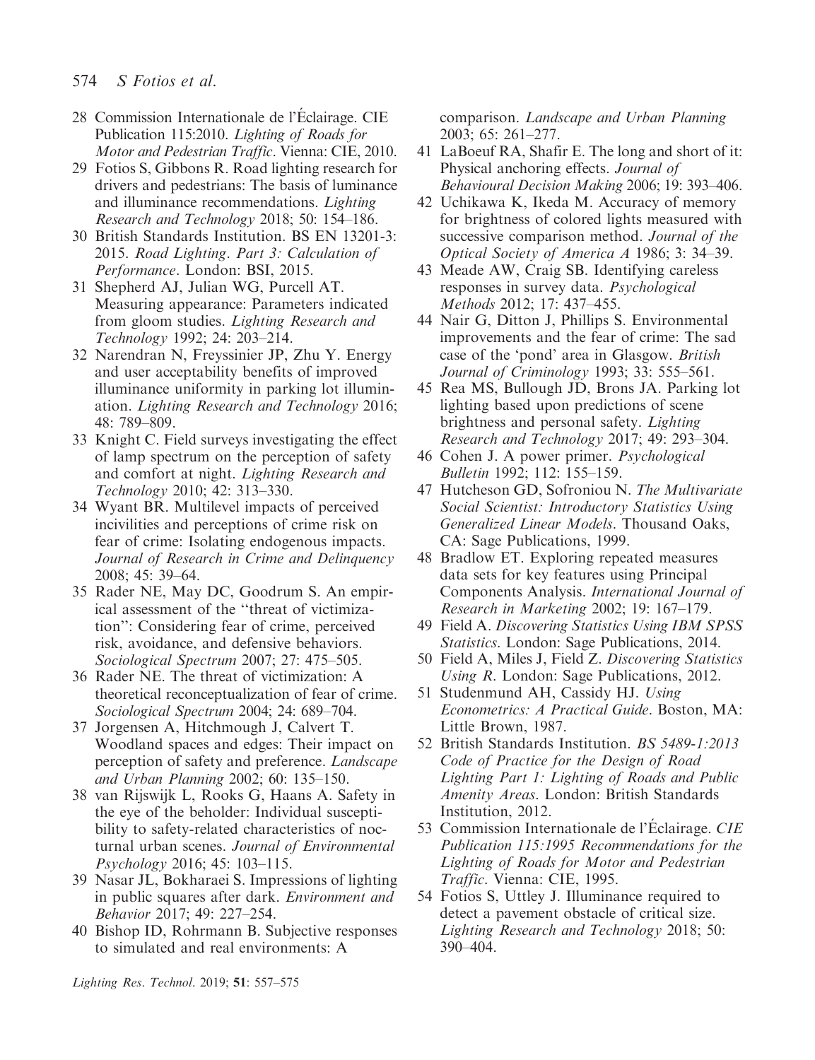28 Commission Internationale de l'Éclairage. CIE Publication 115:2010. *Lighting of Roads for Motor and Pedestrian Traffic*. Vienna: CIE, 2010.
29 Fotios S, Gibbons R. Road lighting research for drivers and pedestrians: The basis of luminance and illuminance recommendations. *Lighting Research and Technology* 2018; 50: 154–186.
30 British Standards Institution. BS EN 13201-3: 2015. *Road Lighting. Part 3: Calculation of Performance*. London: BSI, 2015.
31 Shepherd AJ, Julian WG, Purcell AT. Measuring appearance: Parameters indicated from gloom studies. *Lighting Research and Technology* 1992; 24: 203–214.
32 Narendran N, Freyssinier JP, Zhu Y. Energy and user acceptability benefits of improved illuminance uniformity in parking lot illumination. *Lighting Research and Technology* 2016; 48: 789–809.
33 Knight C. Field surveys investigating the effect of lamp spectrum on the perception of safety and comfort at night. *Lighting Research and Technology* 2010; 42: 313–330.
34 Wyant BR. Multilevel impacts of perceived incivilities and perceptions of crime risk on fear of crime: Isolating endogenous impacts. *Journal of Research in Crime and Delinquency* 2008; 45: 39–64.
35 Rader NE, May DC, Goodrum S. An empirical assessment of the ''threat of victimization'': Considering fear of crime, perceived risk, avoidance, and defensive behaviors. *Sociological Spectrum* 2007; 27: 475–505.
36 Rader NE. The threat of victimization: A theoretical reconceptualization of fear of crime. *Sociological Spectrum* 2004; 24: 689–704.
37 Jorgensen A, Hitchmough J, Calvert T. Woodland spaces and edges: Their impact on perception of safety and preference. *Landscape and Urban Planning* 2002; 60: 135–150.
38 van Rijswijk L, Rooks G, Haans A. Safety in the eye of the beholder: Individual susceptibility to safety-related characteristics of nocturnal urban scenes. *Journal of Environmental Psychology* 2016; 45: 103–115.
39 Nasar JL, Bokharaei S. Impressions of lighting in public squares after dark. *Environment and Behavior* 2017; 49: 227–254.
40 Bishop ID, Rohrmann B. Subjective responses to simulated and real environments: A comparison. *Landscape and Urban Planning* 2003; 65: 261–277.
41 LaBoeuf RA, Shafir E. The long and short of it: Physical anchoring effects. *Journal of Behavioural Decision Making* 2006; 19: 393–406.
42 Uchikawa K, Ikeda M. Accuracy of memory for brightness of colored lights measured with successive comparison method. *Journal of the Optical Society of America A* 1986; 3: 34–39.
43 Meade AW, Craig SB. Identifying careless responses in survey data. *Psychological Methods* 2012; 17: 437–455.
44 Nair G, Ditton J, Phillips S. Environmental improvements and the fear of crime: The sad case of the 'pond' area in Glasgow. *British Journal of Criminology* 1993; 33: 555–561.
45 Rea MS, Bullough JD, Brons JA. Parking lot lighting based upon predictions of scene brightness and personal safety. *Lighting Research and Technology* 2017; 49: 293–304.
46 Cohen J. A power primer. *Psychological Bulletin* 1992; 112: 155–159.
47 Hutcheson GD, Sofroniou N. *The Multivariate Social Scientist: Introductory Statistics Using Generalized Linear Models*. Thousand Oaks, CA: Sage Publications, 1999.
48 Bradlow ET. Exploring repeated measures data sets for key features using Principal Components Analysis. *International Journal of Research in Marketing* 2002; 19: 167–179.
49 Field A. *Discovering Statistics Using IBM SPSS Statistics*. London: Sage Publications, 2014.
50 Field A, Miles J, Field Z. *Discovering Statistics Using R*. London: Sage Publications, 2012.
51 Studenmund AH, Cassidy HJ. *Using Econometrics: A Practical Guide*. Boston, MA: Little Brown, 1987.
52 British Standards Institution. *BS 5489-1:2013 Code of Practice for the Design of Road Lighting Part 1: Lighting of Roads and Public Amenity Areas*. London: British Standards Institution, 2012.
53 Commission Internationale de l'Éclairage. *CIE Publication 115:1995 Recommendations for the Lighting of Roads for Motor and Pedestrian Traffic*. Vienna: CIE, 1995.
54 Fotios S, Uttley J. Illuminance required to detect a pavement obstacle of critical size. *Lighting Research and Technology* 2018; 50: 390–404.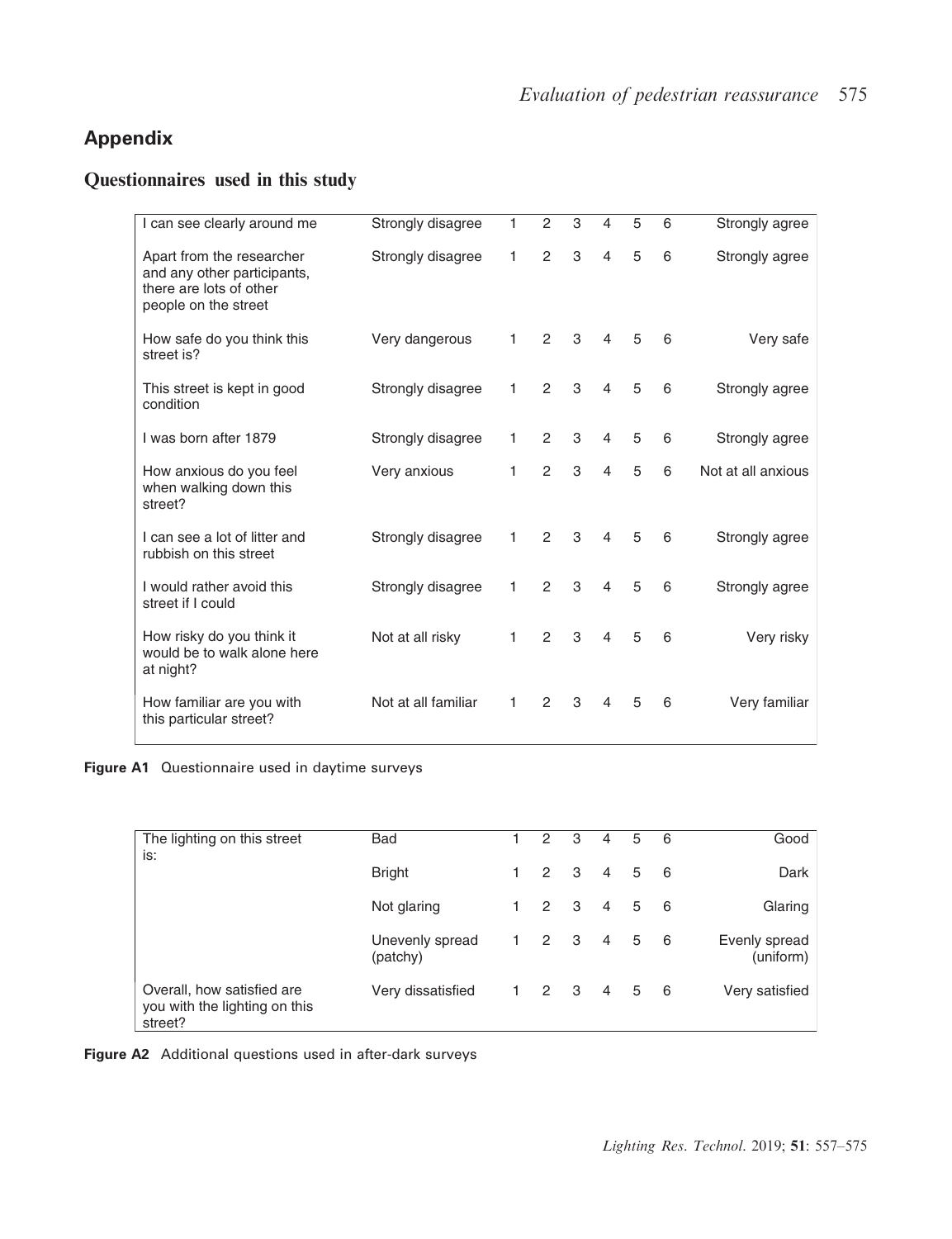## Appendix

### Questionnaires used in this study

| | | | | | | | | |
|---|---|---|---|---|---|---|---|---|
| I can see clearly around me | Strongly disagree | 1 | 2 | 3 | 4 | 5 | 6 | Strongly agree |
| Apart from the researcher and any other participants, there are lots of other people on the street | Strongly disagree | 1 | 2 | 3 | 4 | 5 | 6 | Strongly agree |
| How safe do you think this street is? | Very dangerous | 1 | 2 | 3 | 4 | 5 | 6 | Very safe |
| This street is kept in good condition | Strongly disagree | 1 | 2 | 3 | 4 | 5 | 6 | Strongly agree |
| I was born after 1879 | Strongly disagree | 1 | 2 | 3 | 4 | 5 | 6 | Strongly agree |
| How anxious do you feel when walking down this street? | Very anxious | 1 | 2 | 3 | 4 | 5 | 6 | Not at all anxious |
| I can see a lot of litter and rubbish on this street | Strongly disagree | 1 | 2 | 3 | 4 | 5 | 6 | Strongly agree |
| I would rather avoid this street if I could | Strongly disagree | 1 | 2 | 3 | 4 | 5 | 6 | Strongly agree |
| How risky do you think it would be to walk alone here at night? | Not at all risky | 1 | 2 | 3 | 4 | 5 | 6 | Very risky |
| How familiar are you with this particular street? | Not at all familiar | 1 | 2 | 3 | 4 | 5 | 6 | Very familiar |

**Figure A1** Questionnaire used in daytime surveys

| | | | | | | | | |
|---|---|---|---|---|---|---|---|---|
| The lighting on this street is: | Bad | 1 | 2 | 3 | 4 | 5 | 6 | Good |
| | Bright | 1 | 2 | 3 | 4 | 5 | 6 | Dark |
| | Not glaring | 1 | 2 | 3 | 4 | 5 | 6 | Glaring |
| | Unevenly spread (patchy) | 1 | 2 | 3 | 4 | 5 | 6 | Evenly spread (uniform) |
| Overall, how satisfied are you with the lighting on this street? | Very dissatisfied | 1 | 2 | 3 | 4 | 5 | 6 | Very satisfied |

**Figure A2** Additional questions used in after-dark surveys